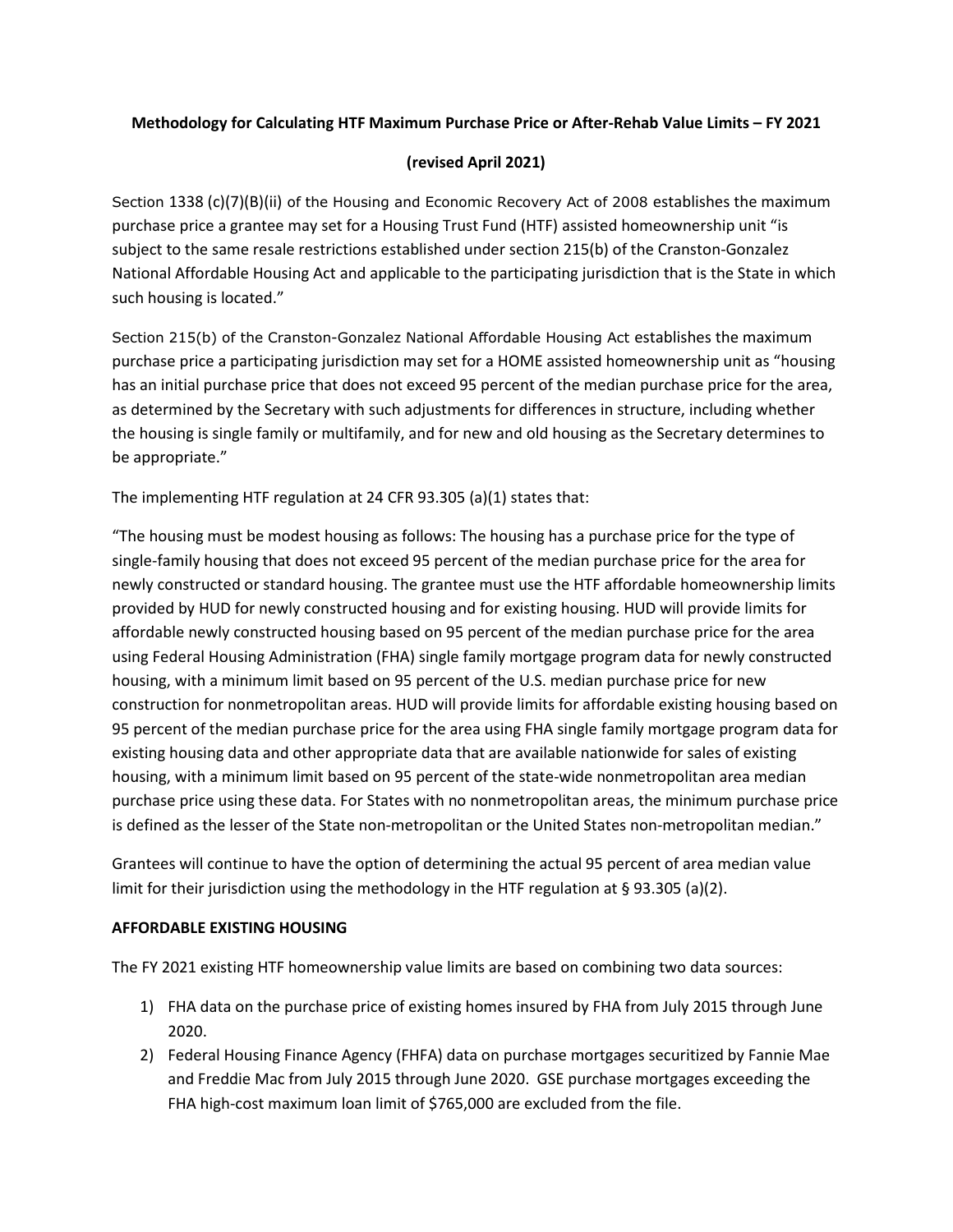**Methodology for Calculating HTF Maximum Purchase Price or After-Rehab Value Limits – FY 2021**

**(revised April 2021)**

Section 1338 (c)(7)(B)(ii) of the Housing and Economic Recovery Act of 2008 establishes the maximum purchase price a grantee may set for a Housing Trust Fund (HTF) assisted homeownership unit "is subject to the same resale restrictions established under section 215(b) of the Cranston-Gonzalez National Affordable Housing Act and applicable to the participating jurisdiction that is the State in which such housing is located."

Section 215(b) of the Cranston-Gonzalez National Affordable Housing Act establishes the maximum purchase price a participating jurisdiction may set for a HOME assisted homeownership unit as "housing has an initial purchase price that does not exceed 95 percent of the median purchase price for the area, as determined by the Secretary with such adjustments for differences in structure, including whether the housing is single family or multifamily, and for new and old housing as the Secretary determines to be appropriate."

The implementing HTF regulation at 24 CFR 93.305 (a)(1) states that:

"The housing must be modest housing as follows: The housing has a purchase price for the type of single-family housing that does not exceed 95 percent of the median purchase price for the area for newly constructed or standard housing. The grantee must use the HTF affordable homeownership limits provided by HUD for newly constructed housing and for existing housing. HUD will provide limits for affordable newly constructed housing based on 95 percent of the median purchase price for the area using Federal Housing Administration (FHA) single family mortgage program data for newly constructed housing, with a minimum limit based on 95 percent of the U.S. median purchase price for new construction for nonmetropolitan areas. HUD will provide limits for affordable existing housing based on 95 percent of the median purchase price for the area using FHA single family mortgage program data for existing housing data and other appropriate data that are available nationwide for sales of existing housing, with a minimum limit based on 95 percent of the state-wide nonmetropolitan area median purchase price using these data. For States with no nonmetropolitan areas, the minimum purchase price is defined as the lesser of the State non-metropolitan or the United States non-metropolitan median."

Grantees will continue to have the option of determining the actual 95 percent of area median value limit for their jurisdiction using the methodology in the HTF regulation at § 93.305 (a)(2).

**AFFORDABLE EXISTING HOUSING**

The FY 2021 existing HTF homeownership value limits are based on combining two data sources:

1) FHA data on the purchase price of existing homes insured by FHA from July 2015 through June 2020.
2) Federal Housing Finance Agency (FHFA) data on purchase mortgages securitized by Fannie Mae and Freddie Mac from July 2015 through June 2020. GSE purchase mortgages exceeding the FHA high-cost maximum loan limit of $765,000 are excluded from the file.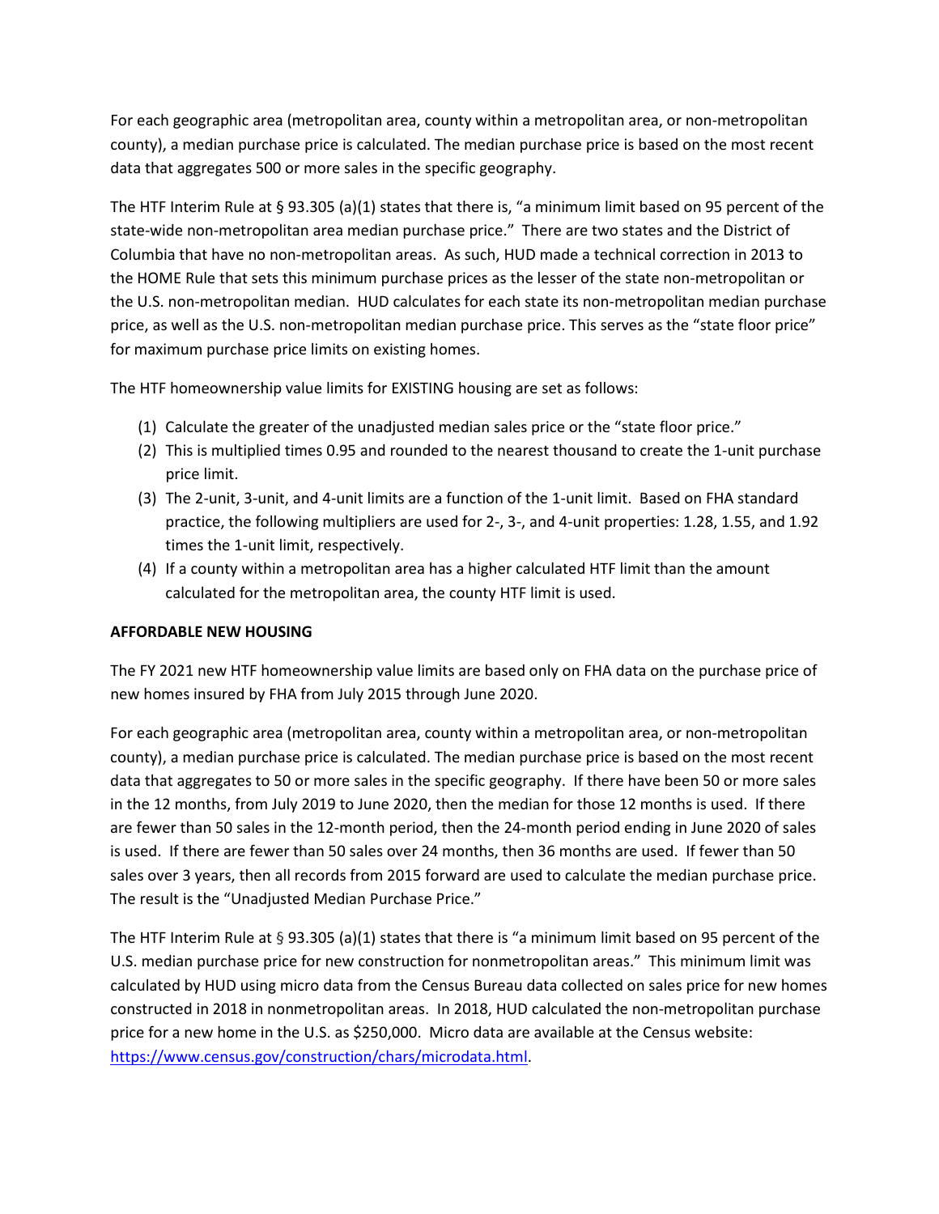For each geographic area (metropolitan area, county within a metropolitan area, or non-metropolitan county), a median purchase price is calculated. The median purchase price is based on the most recent data that aggregates 500 or more sales in the specific geography.

The HTF Interim Rule at § 93.305 (a)(1) states that there is, "a minimum limit based on 95 percent of the state-wide non-metropolitan area median purchase price." There are two states and the District of Columbia that have no non-metropolitan areas. As such, HUD made a technical correction in 2013 to the HOME Rule that sets this minimum purchase prices as the lesser of the state non-metropolitan or the U.S. non-metropolitan median. HUD calculates for each state its non-metropolitan median purchase price, as well as the U.S. non-metropolitan median purchase price. This serves as the "state floor price" for maximum purchase price limits on existing homes.

The HTF homeownership value limits for EXISTING housing are set as follows:

(1) Calculate the greater of the unadjusted median sales price or the "state floor price."
(2) This is multiplied times 0.95 and rounded to the nearest thousand to create the 1-unit purchase price limit.
(3) The 2-unit, 3-unit, and 4-unit limits are a function of the 1-unit limit. Based on FHA standard practice, the following multipliers are used for 2-, 3-, and 4-unit properties: 1.28, 1.55, and 1.92 times the 1-unit limit, respectively.
(4) If a county within a metropolitan area has a higher calculated HTF limit than the amount calculated for the metropolitan area, the county HTF limit is used.

**AFFORDABLE NEW HOUSING**

The FY 2021 new HTF homeownership value limits are based only on FHA data on the purchase price of new homes insured by FHA from July 2015 through June 2020.

For each geographic area (metropolitan area, county within a metropolitan area, or non-metropolitan county), a median purchase price is calculated. The median purchase price is based on the most recent data that aggregates to 50 or more sales in the specific geography. If there have been 50 or more sales in the 12 months, from July 2019 to June 2020, then the median for those 12 months is used. If there are fewer than 50 sales in the 12-month period, then the 24-month period ending in June 2020 of sales is used. If there are fewer than 50 sales over 24 months, then 36 months are used. If fewer than 50 sales over 3 years, then all records from 2015 forward are used to calculate the median purchase price. The result is the "Unadjusted Median Purchase Price."

The HTF Interim Rule at § 93.305 (a)(1) states that there is "a minimum limit based on 95 percent of the U.S. median purchase price for new construction for nonmetropolitan areas." This minimum limit was calculated by HUD using micro data from the Census Bureau data collected on sales price for new homes constructed in 2018 in nonmetropolitan areas. In 2018, HUD calculated the non-metropolitan purchase price for a new home in the U.S. as $250,000. Micro data are available at the Census website: [https://www.census.gov/construction/chars/microdata.html](https://www.census.gov/construction/chars/microdata.html).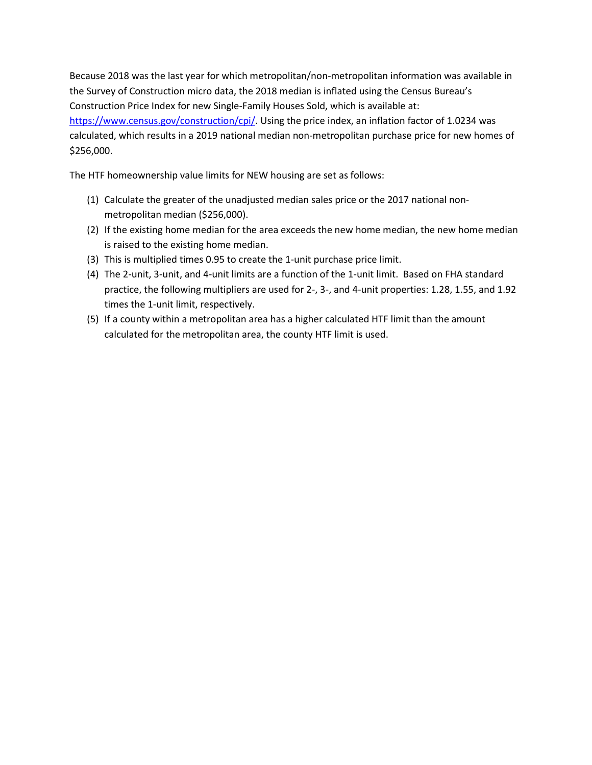Because 2018 was the last year for which metropolitan/non-metropolitan information was available in the Survey of Construction micro data, the 2018 median is inflated using the Census Bureau's Construction Price Index for new Single-Family Houses Sold, which is available at: https://www.census.gov/construction/cpi/. Using the price index, an inflation factor of 1.0234 was calculated, which results in a 2019 national median non-metropolitan purchase price for new homes of $256,000.

The HTF homeownership value limits for NEW housing are set as follows:

(1) Calculate the greater of the unadjusted median sales price or the 2017 national non-metropolitan median ($256,000).
(2) If the existing home median for the area exceeds the new home median, the new home median is raised to the existing home median.
(3) This is multiplied times 0.95 to create the 1-unit purchase price limit.
(4) The 2-unit, 3-unit, and 4-unit limits are a function of the 1-unit limit. Based on FHA standard practice, the following multipliers are used for 2-, 3-, and 4-unit properties: 1.28, 1.55, and 1.92 times the 1-unit limit, respectively.
(5) If a county within a metropolitan area has a higher calculated HTF limit than the amount calculated for the metropolitan area, the county HTF limit is used.